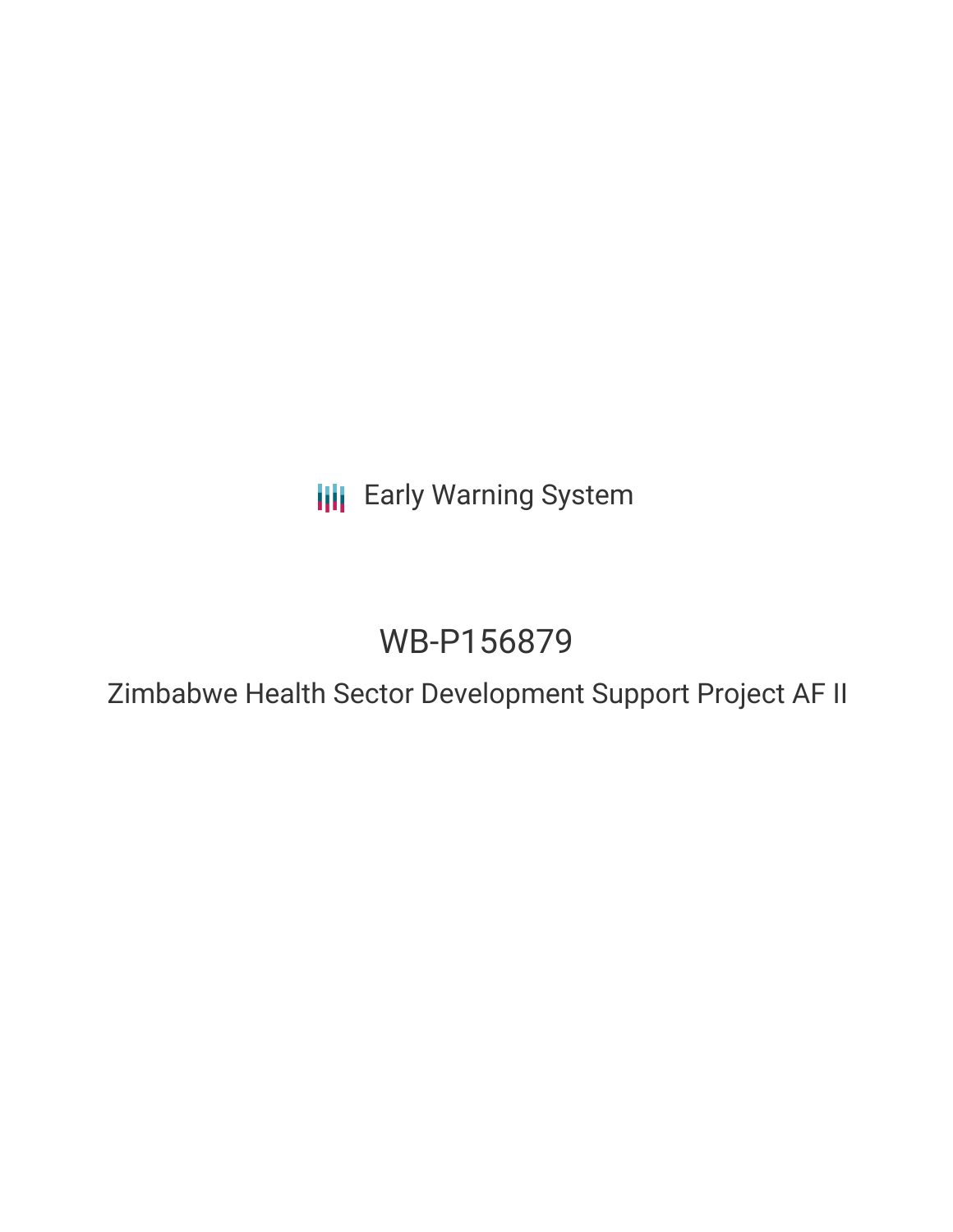Early Warning System

# WB-P156879

## Zimbabwe Health Sector Development Support Project AF II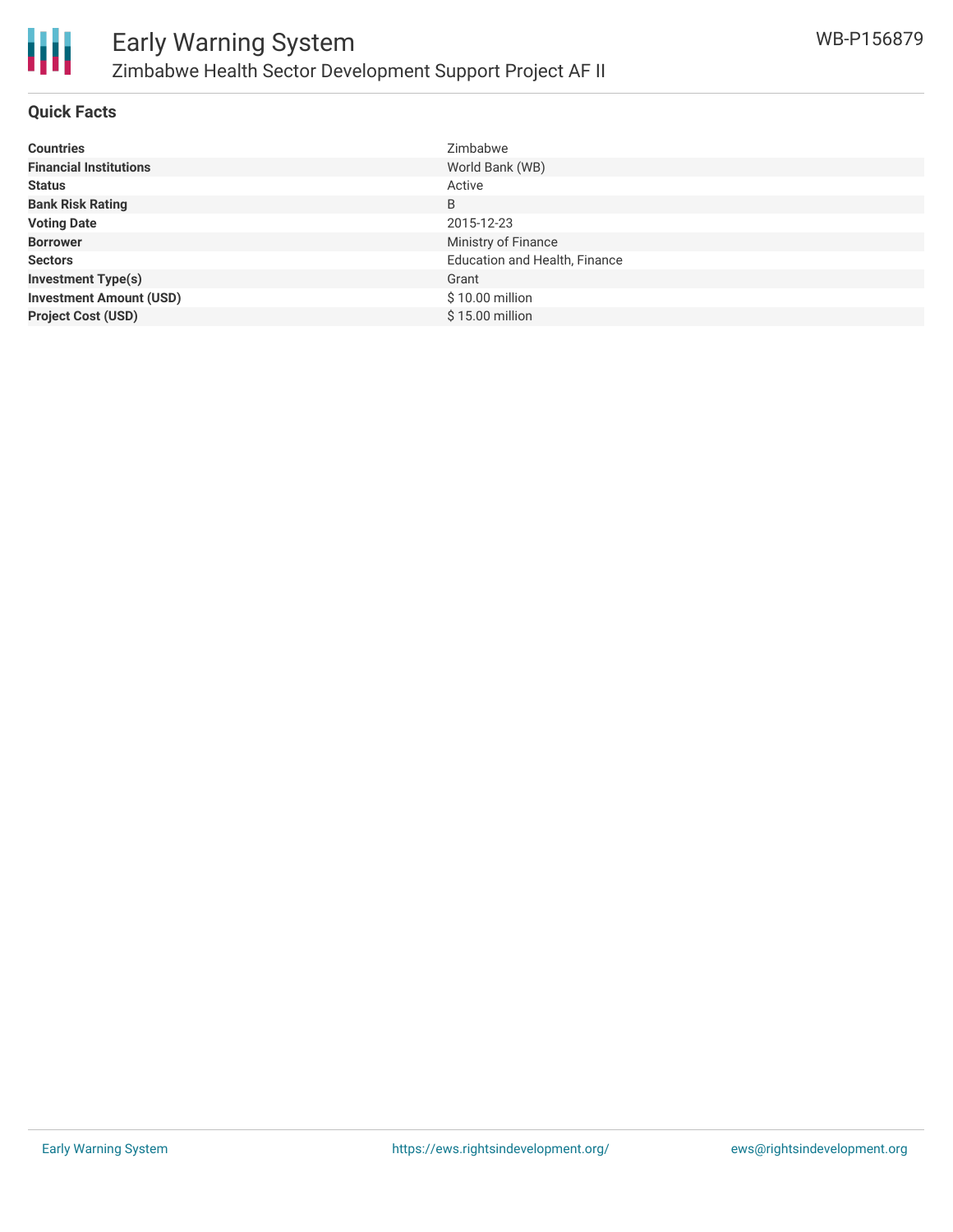# Early Warning System

## Zimbabwe Health Sector Development Support Project AF II

WB-P156879

### Quick Facts

| | |
|---|---|
| **Countries** | Zimbabwe |
| **Financial Institutions** | World Bank (WB) |
| **Status** | Active |
| **Bank Risk Rating** | B |
| **Voting Date** | 2015-12-23 |
| **Borrower** | Ministry of Finance |
| **Sectors** | Education and Health, Finance |
| **Investment Type(s)** | Grant |
| **Investment Amount (USD)** | $ 10.00 million |
| **Project Cost (USD)** | $ 15.00 million |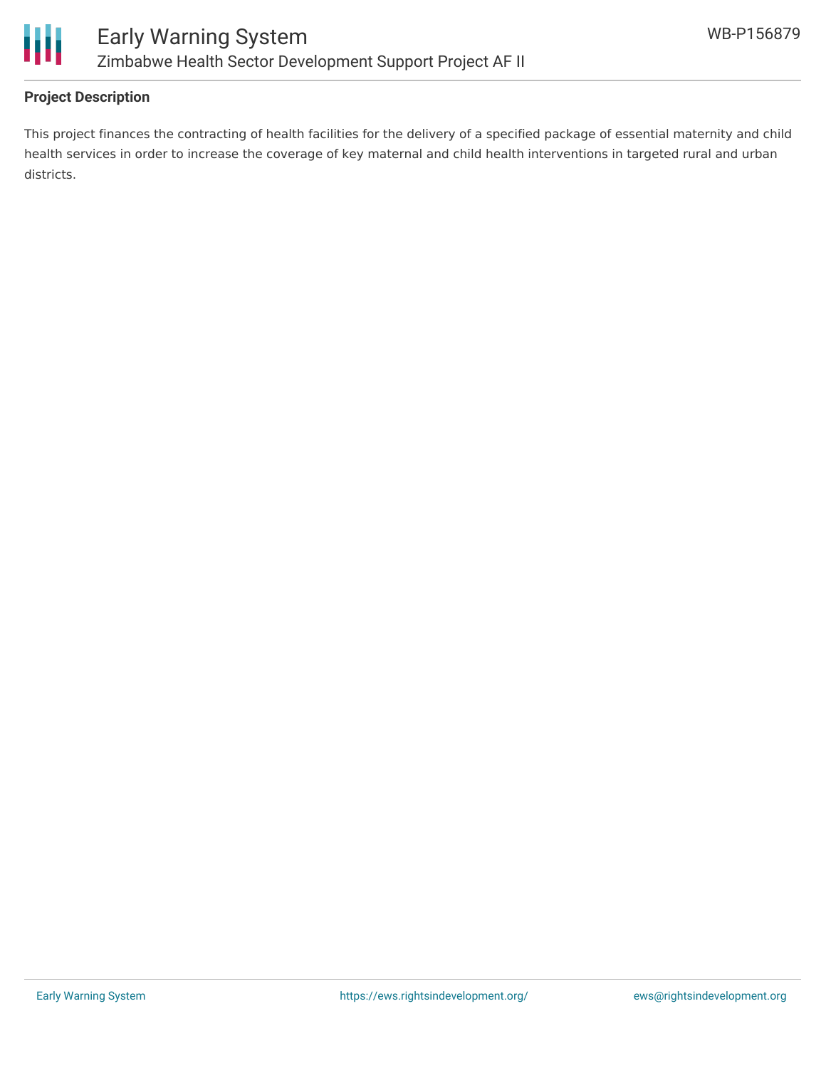**Project Description**

This project finances the contracting of health facilities for the delivery of a specified package of essential maternity and child health services in order to increase the coverage of key maternal and child health interventions in targeted rural and urban districts.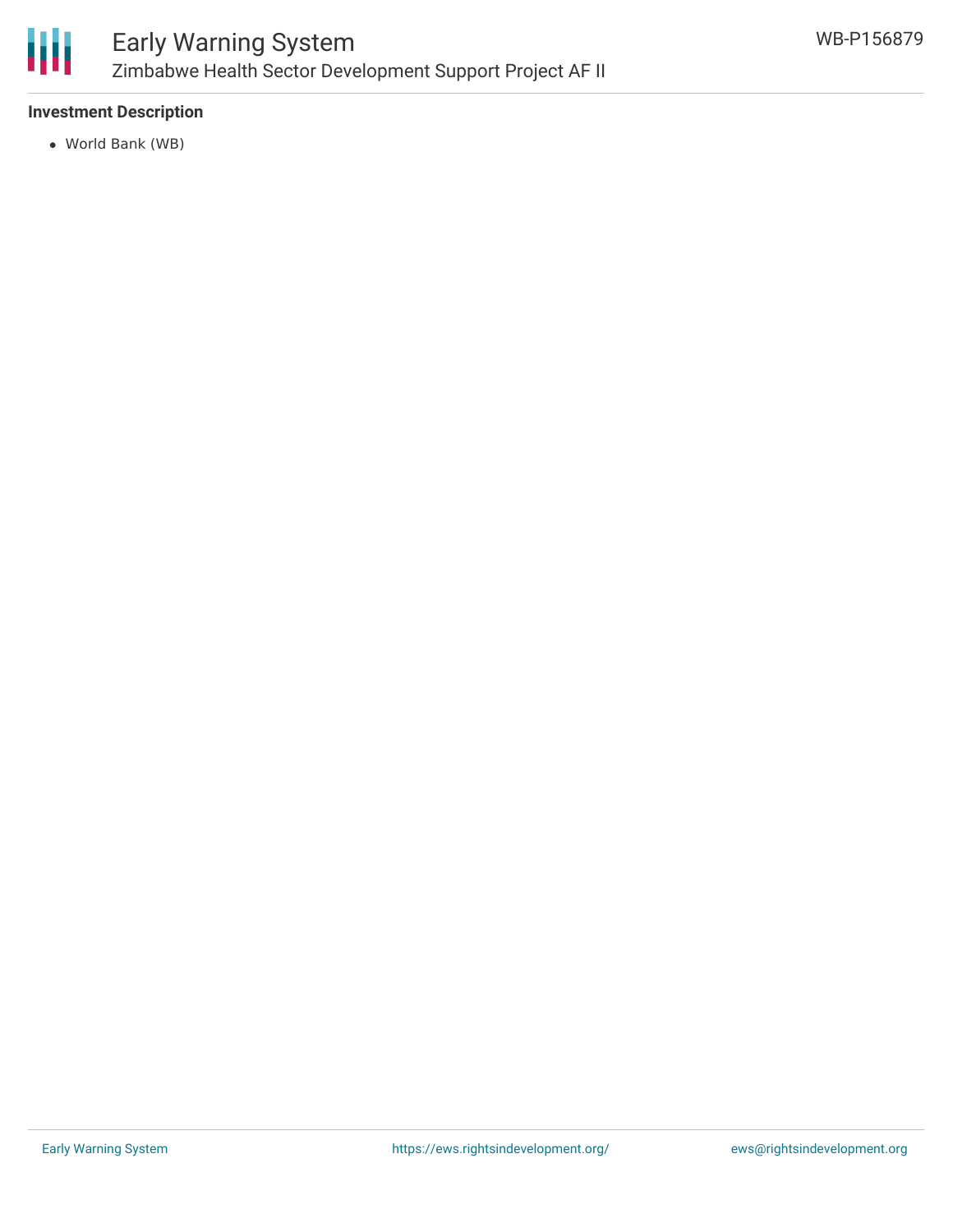### Investment Description

- World Bank (WB)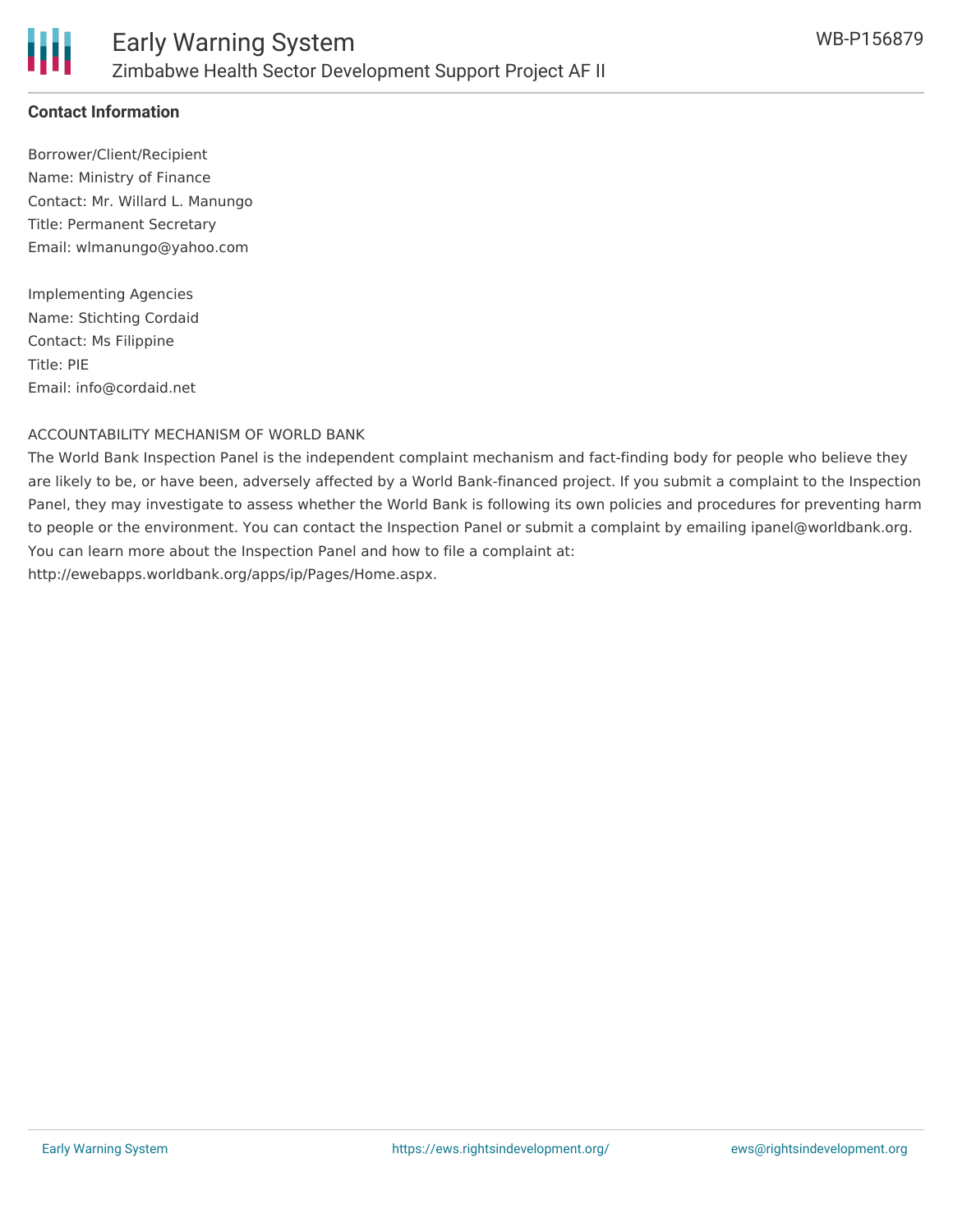**Contact Information**

Borrower/Client/Recipient
Name: Ministry of Finance
Contact: Mr. Willard L. Manungo
Title: Permanent Secretary
Email: wlmanungo@yahoo.com

Implementing Agencies
Name: Stichting Cordaid
Contact: Ms Filippine
Title: PIE
Email: info@cordaid.net

ACCOUNTABILITY MECHANISM OF WORLD BANK
The World Bank Inspection Panel is the independent complaint mechanism and fact-finding body for people who believe they are likely to be, or have been, adversely affected by a World Bank-financed project. If you submit a complaint to the Inspection Panel, they may investigate to assess whether the World Bank is following its own policies and procedures for preventing harm to people or the environment. You can contact the Inspection Panel or submit a complaint by emailing ipanel@worldbank.org. You can learn more about the Inspection Panel and how to file a complaint at: http://ewebapps.worldbank.org/apps/ip/Pages/Home.aspx.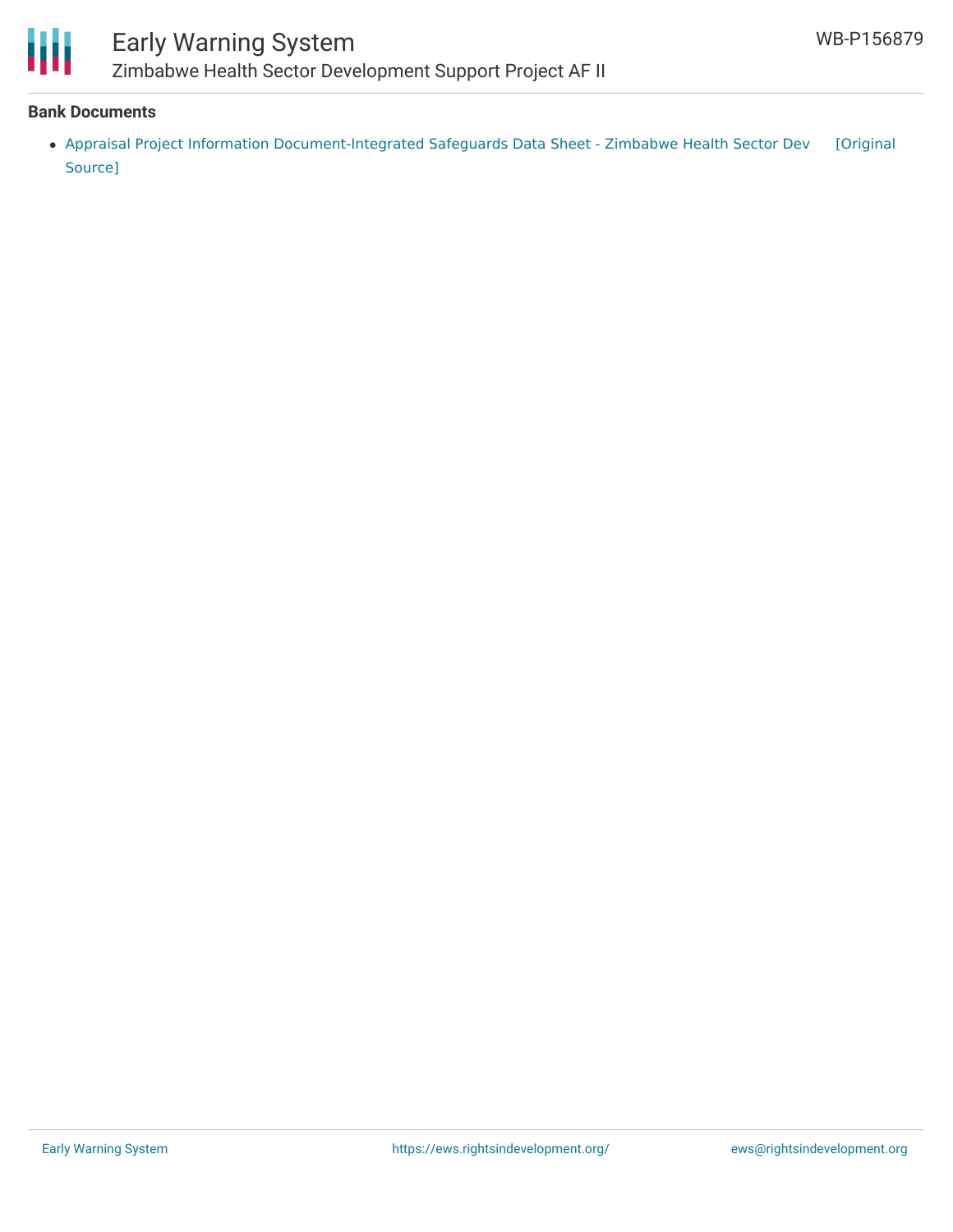**Bank Documents**

- Appraisal Project Information Document-Integrated Safeguards Data Sheet - Zimbabwe Health Sector Dev [Original Source]